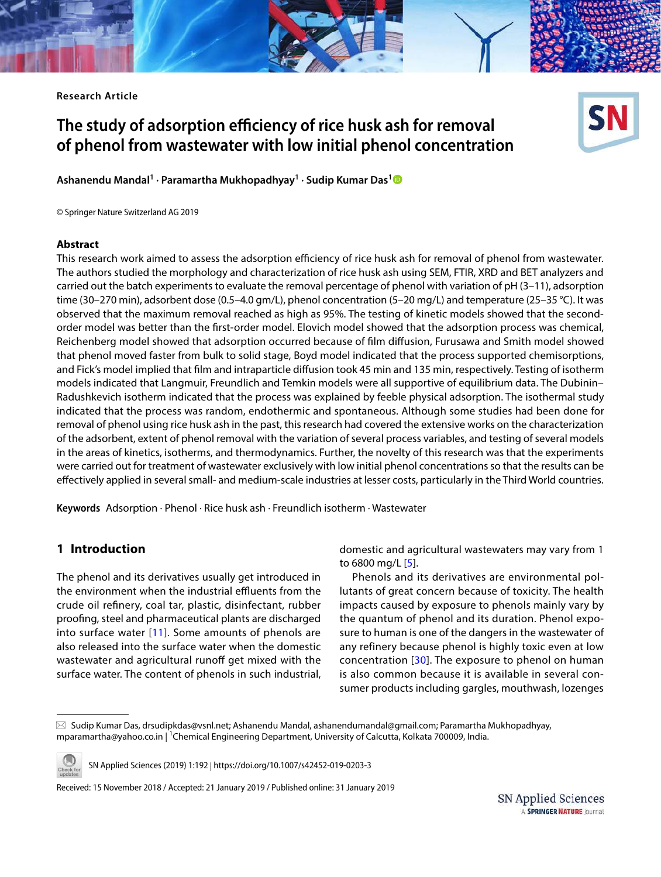Research Article

# The study of adsorption efficiency of rice husk ash for removal of phenol from wastewater with low initial phenol concentration

**Ashanendu Mandal[1] · Paramartha Mukhopadhyay[1] · Sudip Kumar Das[1]**

© Springer Nature Switzerland AG 2019

## Abstract

This research work aimed to assess the adsorption efficiency of rice husk ash for removal of phenol from wastewater. The authors studied the morphology and characterization of rice husk ash using SEM, FTIR, XRD and BET analyzers and carried out the batch experiments to evaluate the removal percentage of phenol with variation of pH (3–11), adsorption time (30–270 min), adsorbent dose (0.5–4.0 gm/L), phenol concentration (5–20 mg/L) and temperature (25–35 °C). It was observed that the maximum removal reached as high as 95%. The testing of kinetic models showed that the second-order model was better than the first-order model. Elovich model showed that the adsorption process was chemical, Reichenberg model showed that adsorption occurred because of film diffusion, Furusawa and Smith model showed that phenol moved faster from bulk to solid stage, Boyd model indicated that the process supported chemisorptions, and Fick's model implied that film and intraparticle diffusion took 45 min and 135 min, respectively. Testing of isotherm models indicated that Langmuir, Freundlich and Temkin models were all supportive of equilibrium data. The Dubinin–Radushkevich isotherm indicated that the process was explained by feeble physical adsorption. The isothermal study indicated that the process was random, endothermic and spontaneous. Although some studies had been done for removal of phenol using rice husk ash in the past, this research had covered the extensive works on the characterization of the adsorbent, extent of phenol removal with the variation of several process variables, and testing of several models in the areas of kinetics, isotherms, and thermodynamics. Further, the novelty of this research was that the experiments were carried out for treatment of wastewater exclusively with low initial phenol concentrations so that the results can be effectively applied in several small- and medium-scale industries at lesser costs, particularly in the Third World countries.

**Keywords** Adsorption · Phenol · Rice husk ash · Freundlich isotherm · Wastewater

## 1 Introduction

The phenol and its derivatives usually get introduced in the environment when the industrial effluents from the crude oil refinery, coal tar, plastic, disinfectant, rubber proofing, steel and pharmaceutical plants are discharged into surface water [11]. Some amounts of phenols are also released into the surface water when the domestic wastewater and agricultural runoff get mixed with the surface water. The content of phenols in such industrial, domestic and agricultural wastewaters may vary from 1 to 6800 mg/L [5].

Phenols and its derivatives are environmental pollutants of great concern because of toxicity. The health impacts caused by exposure to phenols mainly vary by the quantum of phenol and its duration. Phenol exposure to human is one of the dangers in the wastewater of any refinery because phenol is highly toxic even at low concentration [30]. The exposure to phenol on human is also common because it is available in several consumer products including gargles, mouthwash, lozenges

---

✉ Sudip Kumar Das, drsudipkdas@vsnl.net; Ashanendu Mandal, ashanendumandal@gmail.com; Paramartha Mukhopadhyay, mparamartha@yahoo.co.in | [1]Chemical Engineering Department, University of Calcutta, Kolkata 700009, India.

SN Applied Sciences (2019) 1:192 | https://doi.org/10.1007/s42452-019-0203-3

Received: 15 November 2018 / Accepted: 21 January 2019 / Published online: 31 January 2019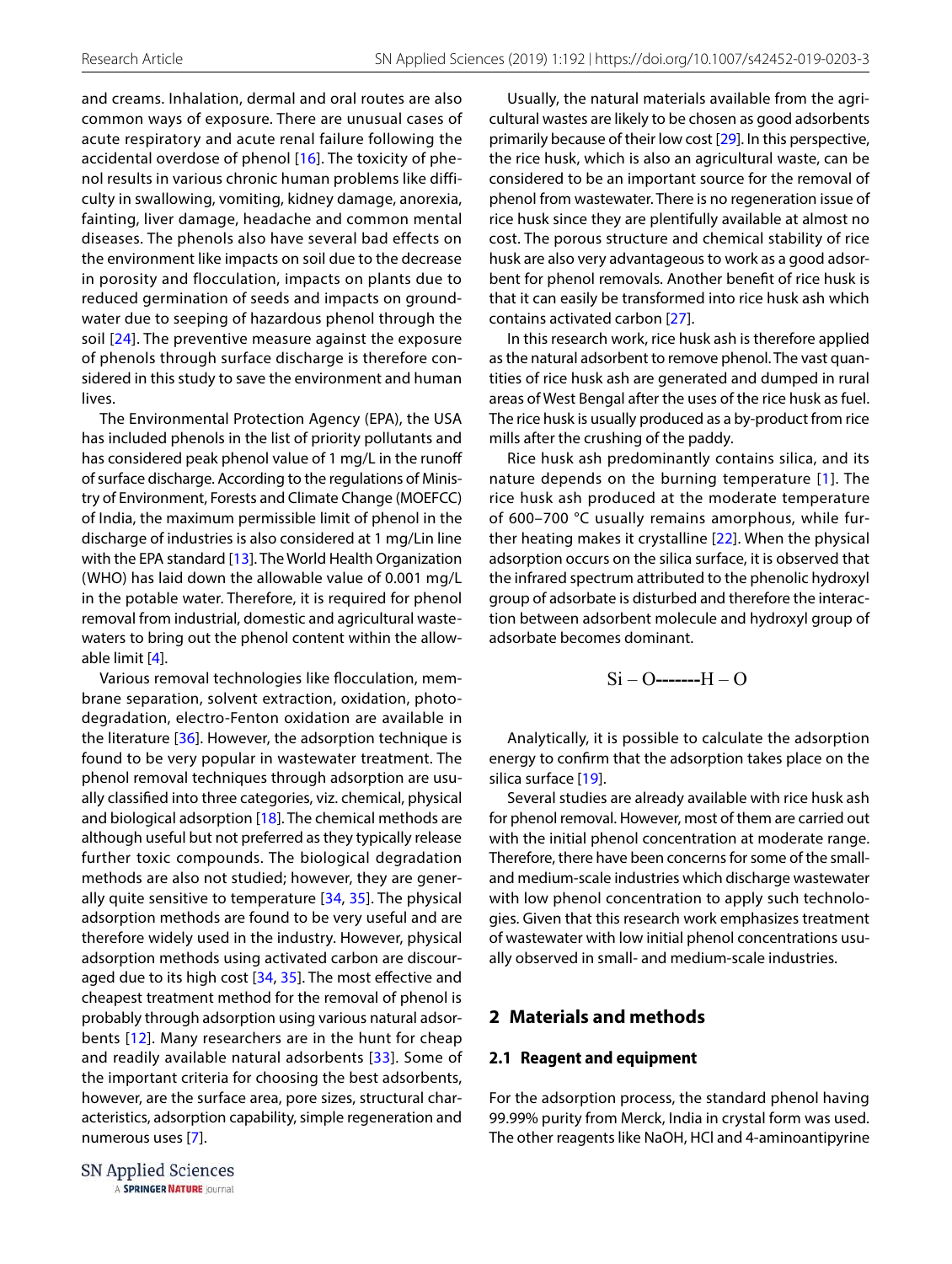and creams. Inhalation, dermal and oral routes are also common ways of exposure. There are unusual cases of acute respiratory and acute renal failure following the accidental overdose of phenol [16]. The toxicity of phenol results in various chronic human problems like difficulty in swallowing, vomiting, kidney damage, anorexia, fainting, liver damage, headache and common mental diseases. The phenols also have several bad effects on the environment like impacts on soil due to the decrease in porosity and flocculation, impacts on plants due to reduced germination of seeds and impacts on groundwater due to seeping of hazardous phenol through the soil [24]. The preventive measure against the exposure of phenols through surface discharge is therefore considered in this study to save the environment and human lives.

The Environmental Protection Agency (EPA), the USA has included phenols in the list of priority pollutants and has considered peak phenol value of 1 mg/L in the runoff of surface discharge. According to the regulations of Ministry of Environment, Forests and Climate Change (MOEFCC) of India, the maximum permissible limit of phenol in the discharge of industries is also considered at 1 mg/Lin line with the EPA standard [13]. The World Health Organization (WHO) has laid down the allowable value of 0.001 mg/L in the potable water. Therefore, it is required for phenol removal from industrial, domestic and agricultural wastewaters to bring out the phenol content within the allowable limit [4].

Various removal technologies like flocculation, membrane separation, solvent extraction, oxidation, photodegradation, electro-Fenton oxidation are available in the literature [36]. However, the adsorption technique is found to be very popular in wastewater treatment. The phenol removal techniques through adsorption are usually classified into three categories, viz. chemical, physical and biological adsorption [18]. The chemical methods are although useful but not preferred as they typically release further toxic compounds. The biological degradation methods are also not studied; however, they are generally quite sensitive to temperature [34, 35]. The physical adsorption methods are found to be very useful and are therefore widely used in the industry. However, physical adsorption methods using activated carbon are discouraged due to its high cost [34, 35]. The most effective and cheapest treatment method for the removal of phenol is probably through adsorption using various natural adsorbents [12]. Many researchers are in the hunt for cheap and readily available natural adsorbents [33]. Some of the important criteria for choosing the best adsorbents, however, are the surface area, pore sizes, structural characteristics, adsorption capability, simple regeneration and numerous uses [7].

Usually, the natural materials available from the agricultural wastes are likely to be chosen as good adsorbents primarily because of their low cost [29]. In this perspective, the rice husk, which is also an agricultural waste, can be considered to be an important source for the removal of phenol from wastewater. There is no regeneration issue of rice husk since they are plentifully available at almost no cost. The porous structure and chemical stability of rice husk are also very advantageous to work as a good adsorbent for phenol removals. Another benefit of rice husk is that it can easily be transformed into rice husk ash which contains activated carbon [27].

In this research work, rice husk ash is therefore applied as the natural adsorbent to remove phenol. The vast quantities of rice husk ash are generated and dumped in rural areas of West Bengal after the uses of the rice husk as fuel. The rice husk is usually produced as a by-product from rice mills after the crushing of the paddy.

Rice husk ash predominantly contains silica, and its nature depends on the burning temperature [1]. The rice husk ash produced at the moderate temperature of 600–700 °C usually remains amorphous, while further heating makes it crystalline [22]. When the physical adsorption occurs on the silica surface, it is observed that the infrared spectrum attributed to the phenolic hydroxyl group of adsorbate is disturbed and therefore the interaction between adsorbent molecule and hydroxyl group of adsorbate becomes dominant.

$$\mathrm{Si - O}\text{-------}\mathrm{H - O}$$

Analytically, it is possible to calculate the adsorption energy to confirm that the adsorption takes place on the silica surface [19].

Several studies are already available with rice husk ash for phenol removal. However, most of them are carried out with the initial phenol concentration at moderate range. Therefore, there have been concerns for some of the small- and medium-scale industries which discharge wastewater with low phenol concentration to apply such technologies. Given that this research work emphasizes treatment of wastewater with low initial phenol concentrations usually observed in small- and medium-scale industries.

## 2 Materials and methods

### 2.1 Reagent and equipment

For the adsorption process, the standard phenol having 99.99% purity from Merck, India in crystal form was used. The other reagents like NaOH, HCl and 4-aminoantipyrine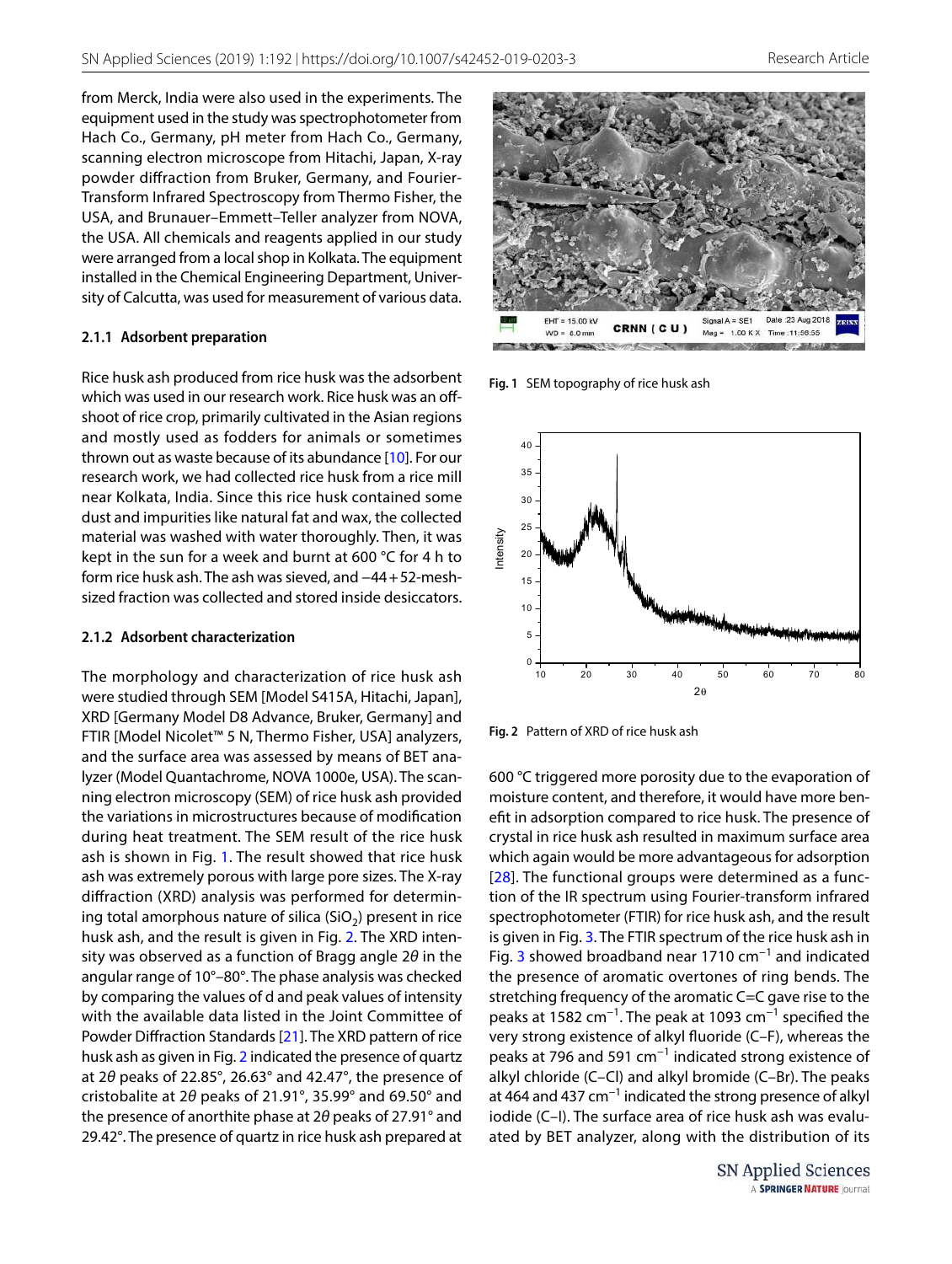from Merck, India were also used in the experiments. The equipment used in the study was spectrophotometer from Hach Co., Germany, pH meter from Hach Co., Germany, scanning electron microscope from Hitachi, Japan, X-ray powder diffraction from Bruker, Germany, and Fourier-Transform Infrared Spectroscopy from Thermo Fisher, the USA, and Brunauer–Emmett–Teller analyzer from NOVA, the USA. All chemicals and reagents applied in our study were arranged from a local shop in Kolkata. The equipment installed in the Chemical Engineering Department, University of Calcutta, was used for measurement of various data.

#### 2.1.1 Adsorbent preparation

Rice husk ash produced from rice husk was the adsorbent which was used in our research work. Rice husk was an offshoot of rice crop, primarily cultivated in the Asian regions and mostly used as fodders for animals or sometimes thrown out as waste because of its abundance [10]. For our research work, we had collected rice husk from a rice mill near Kolkata, India. Since this rice husk contained some dust and impurities like natural fat and wax, the collected material was washed with water thoroughly. Then, it was kept in the sun for a week and burnt at 600 °C for 4 h to form rice husk ash. The ash was sieved, and −44 + 52-mesh-sized fraction was collected and stored inside desiccators.

#### 2.1.2 Adsorbent characterization

The morphology and characterization of rice husk ash were studied through SEM [Model S415A, Hitachi, Japan], XRD [Germany Model D8 Advance, Bruker, Germany] and FTIR [Model Nicolet™ 5 N, Thermo Fisher, USA] analyzers, and the surface area was assessed by means of BET analyzer (Model Quantachrome, NOVA 1000e, USA). The scanning electron microscopy (SEM) of rice husk ash provided the variations in microstructures because of modification during heat treatment. The SEM result of the rice husk ash is shown in Fig. 1. The result showed that rice husk ash was extremely porous with large pore sizes. The X-ray diffraction (XRD) analysis was performed for determining total amorphous nature of silica ($SiO_2$) present in rice husk ash, and the result is given in Fig. 2. The XRD intensity was observed as a function of Bragg angle $2\theta$ in the angular range of 10°–80°. The phase analysis was checked by comparing the values of d and peak values of intensity with the available data listed in the Joint Committee of Powder Diffraction Standards [21]. The XRD pattern of rice husk ash as given in Fig. 2 indicated the presence of quartz at $2\theta$ peaks of 22.85°, 26.63° and 42.47°, the presence of cristobalite at $2\theta$ peaks of 21.91°, 35.99° and 69.50° and the presence of anorthite phase at $2\theta$ peaks of 27.91° and 29.42°. The presence of quartz in rice husk ash prepared at 600 °C triggered more porosity due to the evaporation of moisture content, and therefore, it would have more benefit in adsorption compared to rice husk. The presence of crystal in rice husk ash resulted in maximum surface area which again would be more advantageous for adsorption [28]. The functional groups were determined as a function of the IR spectrum using Fourier-transform infrared spectrophotometer (FTIR) for rice husk ash, and the result is given in Fig. 3. The FTIR spectrum of the rice husk ash in Fig. 3 showed broadband near 1710 $cm^{-1}$ and indicated the presence of aromatic overtones of ring bends. The stretching frequency of the aromatic C=C gave rise to the peaks at 1582 $cm^{-1}$. The peak at 1093 $cm^{-1}$ specified the very strong existence of alkyl fluoride (C–F), whereas the peaks at 796 and 591 $cm^{-1}$ indicated strong existence of alkyl chloride (C–Cl) and alkyl bromide (C–Br). The peaks at 464 and 437 $cm^{-1}$ indicated the strong presence of alkyl iodide (C–I). The surface area of rice husk ash was evaluated by BET analyzer, along with the distribution of its

**Fig. 1** SEM topography of rice husk ash

**Fig. 2** Pattern of XRD of rice husk ash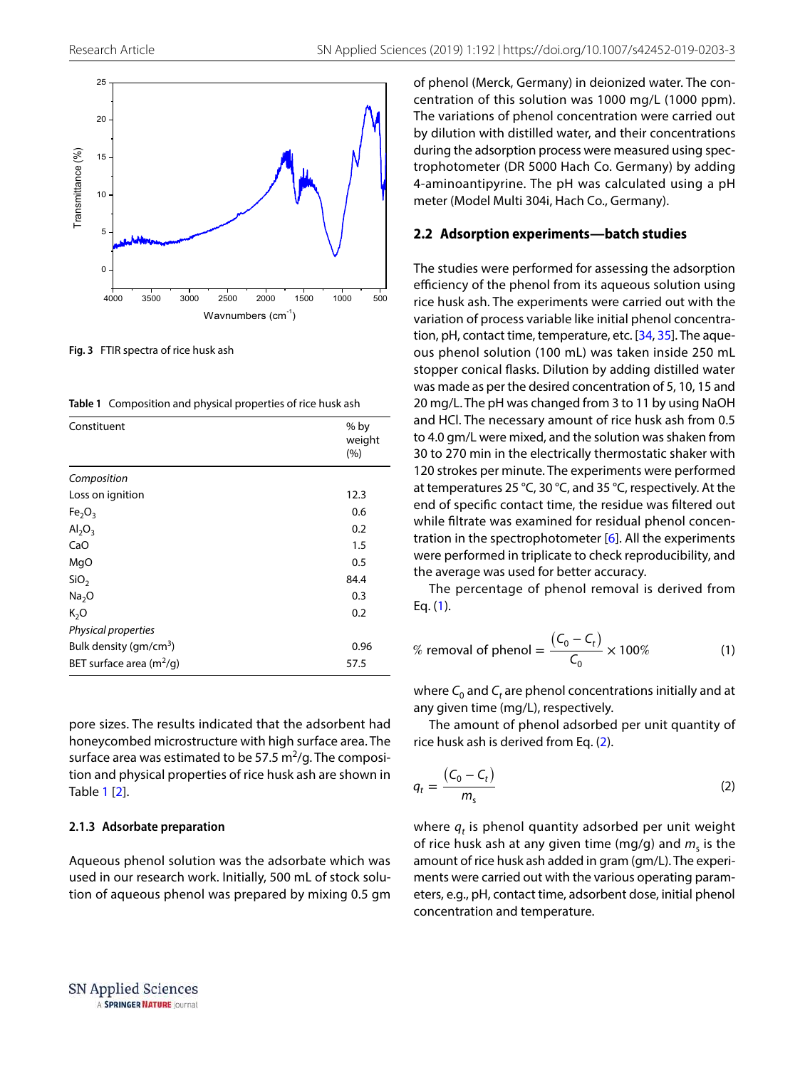Fig. 3 FTIR spectra of rice husk ash

Table 1 Composition and physical properties of rice husk ash

| Constituent | % by weight (%) |
|---|---|
| *Composition* | |
| Loss on ignition | 12.3 |
| $Fe_2O_3$ | 0.6 |
| $Al_2O_3$ | 0.2 |
| CaO | 1.5 |
| MgO | 0.5 |
| $SiO_2$ | 84.4 |
| $Na_2O$ | 0.3 |
| $K_2O$ | 0.2 |
| *Physical properties* | |
| Bulk density (gm/cm$^3$) | 0.96 |
| BET surface area (m$^2$/g) | 57.5 |

pore sizes. The results indicated that the adsorbent had honeycombed microstructure with high surface area. The surface area was estimated to be 57.5 m$^2$/g. The composition and physical properties of rice husk ash are shown in Table 1 [2].

#### 2.1.3 Adsorbate preparation

Aqueous phenol solution was the adsorbate which was used in our research work. Initially, 500 mL of stock solution of aqueous phenol was prepared by mixing 0.5 gm of phenol (Merck, Germany) in deionized water. The concentration of this solution was 1000 mg/L (1000 ppm). The variations of phenol concentration were carried out by dilution with distilled water, and their concentrations during the adsorption process were measured using spectrophotometer (DR 5000 Hach Co. Germany) by adding 4-aminoantipyrine. The pH was calculated using a pH meter (Model Multi 304i, Hach Co., Germany).

### 2.2 Adsorption experiments—batch studies

The studies were performed for assessing the adsorption efficiency of the phenol from its aqueous solution using rice husk ash. The experiments were carried out with the variation of process variable like initial phenol concentration, pH, contact time, temperature, etc. [34, 35]. The aqueous phenol solution (100 mL) was taken inside 250 mL stopper conical flasks. Dilution by adding distilled water was made as per the desired concentration of 5, 10, 15 and 20 mg/L. The pH was changed from 3 to 11 by using NaOH and HCl. The necessary amount of rice husk ash from 0.5 to 4.0 gm/L were mixed, and the solution was shaken from 30 to 270 min in the electrically thermostatic shaker with 120 strokes per minute. The experiments were performed at temperatures 25 °C, 30 °C, and 35 °C, respectively. At the end of specific contact time, the residue was filtered out while filtrate was examined for residual phenol concentration in the spectrophotometer [6]. All the experiments were performed in triplicate to check reproducibility, and the average was used for better accuracy.

The percentage of phenol removal is derived from Eq. (1).

$$\%\ \text{removal of phenol} = \frac{(C_0 - C_t)}{C_0} \times 100\% \tag{1}$$

where $C_0$ and $C_t$ are phenol concentrations initially and at any given time (mg/L), respectively.

The amount of phenol adsorbed per unit quantity of rice husk ash is derived from Eq. (2).

$$q_t = \frac{(C_0 - C_t)}{m_s} \tag{2}$$

where $q_t$ is phenol quantity adsorbed per unit weight of rice husk ash at any given time (mg/g) and $m_s$ is the amount of rice husk ash added in gram (gm/L). The experiments were carried out with the various operating parameters, e.g., pH, contact time, adsorbent dose, initial phenol concentration and temperature.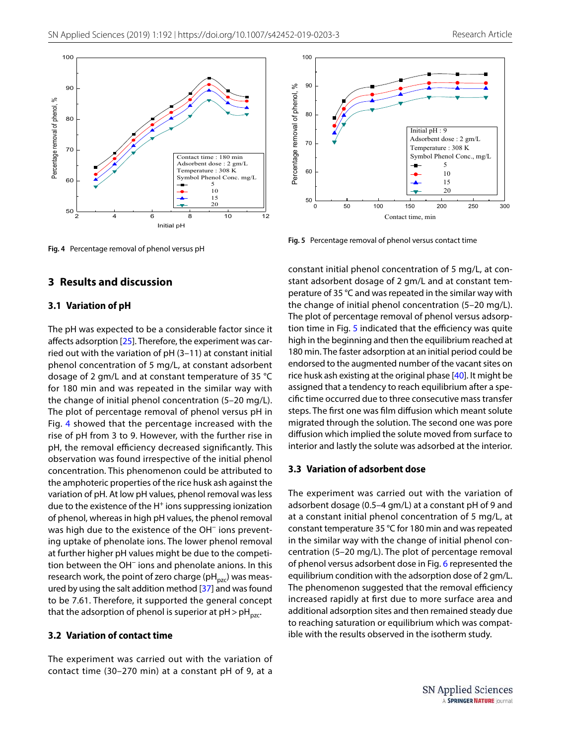Fig. 4 Percentage removal of phenol versus pH

Fig. 5 Percentage removal of phenol versus contact time

## 3 Results and discussion

### 3.1 Variation of pH

The pH was expected to be a considerable factor since it affects adsorption [25]. Therefore, the experiment was carried out with the variation of pH (3–11) at constant initial phenol concentration of 5 mg/L, at constant adsorbent dosage of 2 gm/L and at constant temperature of 35 °C for 180 min and was repeated in the similar way with the change of initial phenol concentration (5–20 mg/L). The plot of percentage removal of phenol versus pH in Fig. 4 showed that the percentage increased with the rise of pH from 3 to 9. However, with the further rise in pH, the removal efficiency decreased significantly. This observation was found irrespective of the initial phenol concentration. This phenomenon could be attributed to the amphoteric properties of the rice husk ash against the variation of pH. At low pH values, phenol removal was less due to the existence of the $H^+$ ions suppressing ionization of phenol, whereas in high pH values, the phenol removal was high due to the existence of the $OH^-$ ions preventing uptake of phenolate ions. The lower phenol removal at further higher pH values might be due to the competition between the $OH^-$ ions and phenolate anions. In this research work, the point of zero charge ($pH_{pzc}$) was measured by using the salt addition method [37] and was found to be 7.61. Therefore, it supported the general concept that the adsorption of phenol is superior at $pH > pH_{pzc}$.

### 3.2 Variation of contact time

The experiment was carried out with the variation of contact time (30–270 min) at a constant pH of 9, at a constant initial phenol concentration of 5 mg/L, at constant adsorbent dosage of 2 gm/L and at constant temperature of 35 °C and was repeated in the similar way with the change of initial phenol concentration (5–20 mg/L). The plot of percentage removal of phenol versus adsorption time in Fig. 5 indicated that the efficiency was quite high in the beginning and then the equilibrium reached at 180 min. The faster adsorption at an initial period could be endorsed to the augmented number of the vacant sites on rice husk ash existing at the original phase [40]. It might be assigned that a tendency to reach equilibrium after a specific time occurred due to three consecutive mass transfer steps. The first one was film diffusion which meant solute migrated through the solution. The second one was pore diffusion which implied the solute moved from surface to interior and lastly the solute was adsorbed at the interior.

### 3.3 Variation of adsorbent dose

The experiment was carried out with the variation of adsorbent dosage (0.5–4 gm/L) at a constant pH of 9 and at a constant initial phenol concentration of 5 mg/L, at constant temperature 35 °C for 180 min and was repeated in the similar way with the change of initial phenol concentration (5–20 mg/L). The plot of percentage removal of phenol versus adsorbent dose in Fig. 6 represented the equilibrium condition with the adsorption dose of 2 gm/L. The phenomenon suggested that the removal efficiency increased rapidly at first due to more surface area and additional adsorption sites and then remained steady due to reaching saturation or equilibrium which was compatible with the results observed in the isotherm study.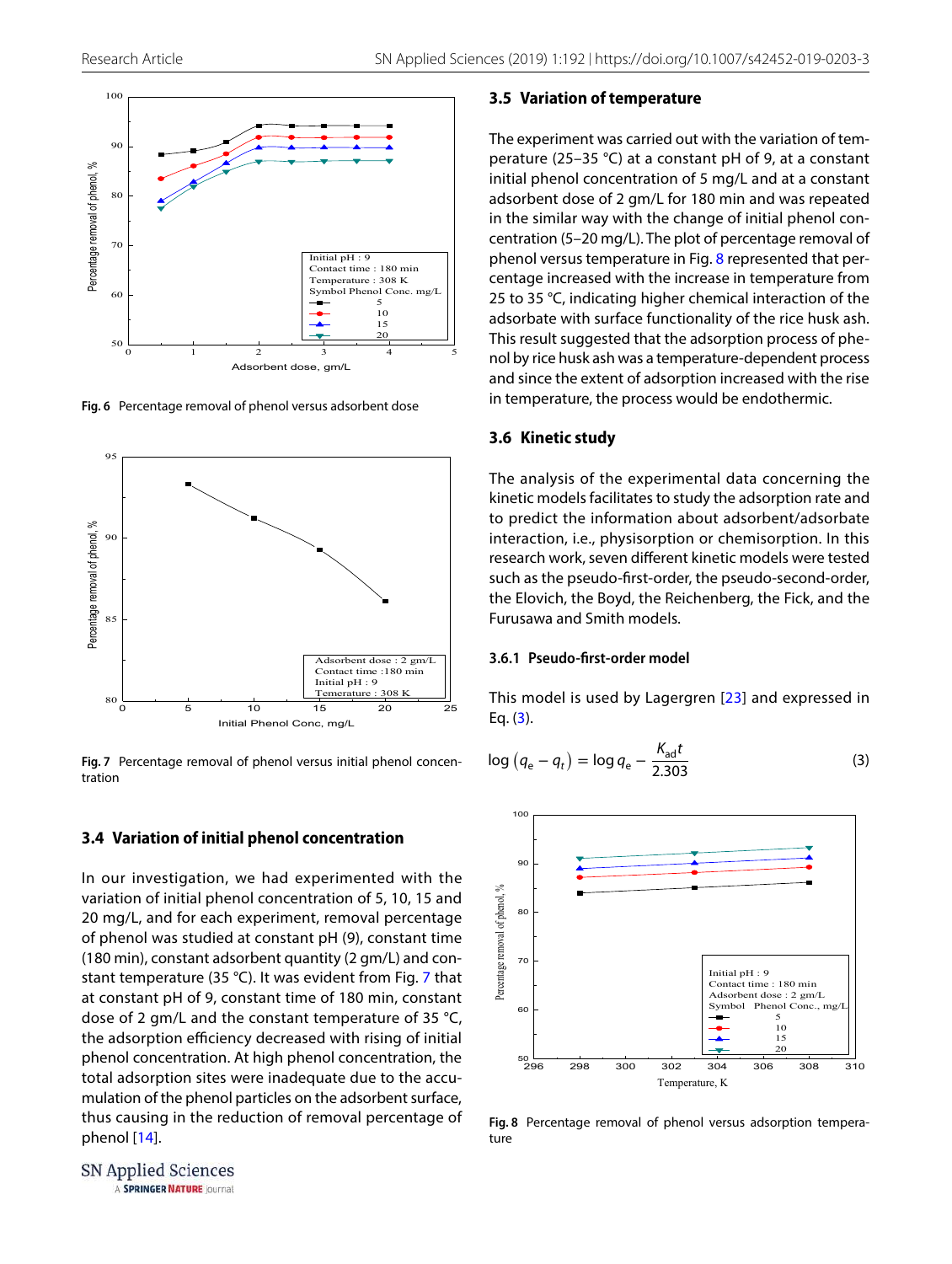Fig. 6 Percentage removal of phenol versus adsorbent dose

Fig. 7 Percentage removal of phenol versus initial phenol concentration

### 3.4 Variation of initial phenol concentration

In our investigation, we had experimented with the variation of initial phenol concentration of 5, 10, 15 and 20 mg/L, and for each experiment, removal percentage of phenol was studied at constant pH (9), constant time (180 min), constant adsorbent quantity (2 gm/L) and constant temperature (35 °C). It was evident from Fig. 7 that at constant pH of 9, constant time of 180 min, constant dose of 2 gm/L and the constant temperature of 35 °C, the adsorption efficiency decreased with rising of initial phenol concentration. At high phenol concentration, the total adsorption sites were inadequate due to the accumulation of the phenol particles on the adsorbent surface, thus causing in the reduction of removal percentage of phenol [14].

### 3.5 Variation of temperature

The experiment was carried out with the variation of temperature (25–35 °C) at a constant pH of 9, at a constant initial phenol concentration of 5 mg/L and at a constant adsorbent dose of 2 gm/L for 180 min and was repeated in the similar way with the change of initial phenol concentration (5–20 mg/L). The plot of percentage removal of phenol versus temperature in Fig. 8 represented that percentage increased with the increase in temperature from 25 to 35 °C, indicating higher chemical interaction of the adsorbate with surface functionality of the rice husk ash. This result suggested that the adsorption process of phenol by rice husk ash was a temperature-dependent process and since the extent of adsorption increased with the rise in temperature, the process would be endothermic.

### 3.6 Kinetic study

The analysis of the experimental data concerning the kinetic models facilitates to study the adsorption rate and to predict the information about adsorbent/adsorbate interaction, i.e., physisorption or chemisorption. In this research work, seven different kinetic models were tested such as the pseudo-first-order, the pseudo-second-order, the Elovich, the Boyd, the Reichenberg, the Fick, and the Furusawa and Smith models.

#### 3.6.1 Pseudo-first-order model

This model is used by Lagergren [23] and expressed in Eq. (3).

$$\log\left(q_e - q_t\right) = \log q_e - \frac{K_{ad}t}{2.303} \tag{3}$$

Fig. 8 Percentage removal of phenol versus adsorption temperature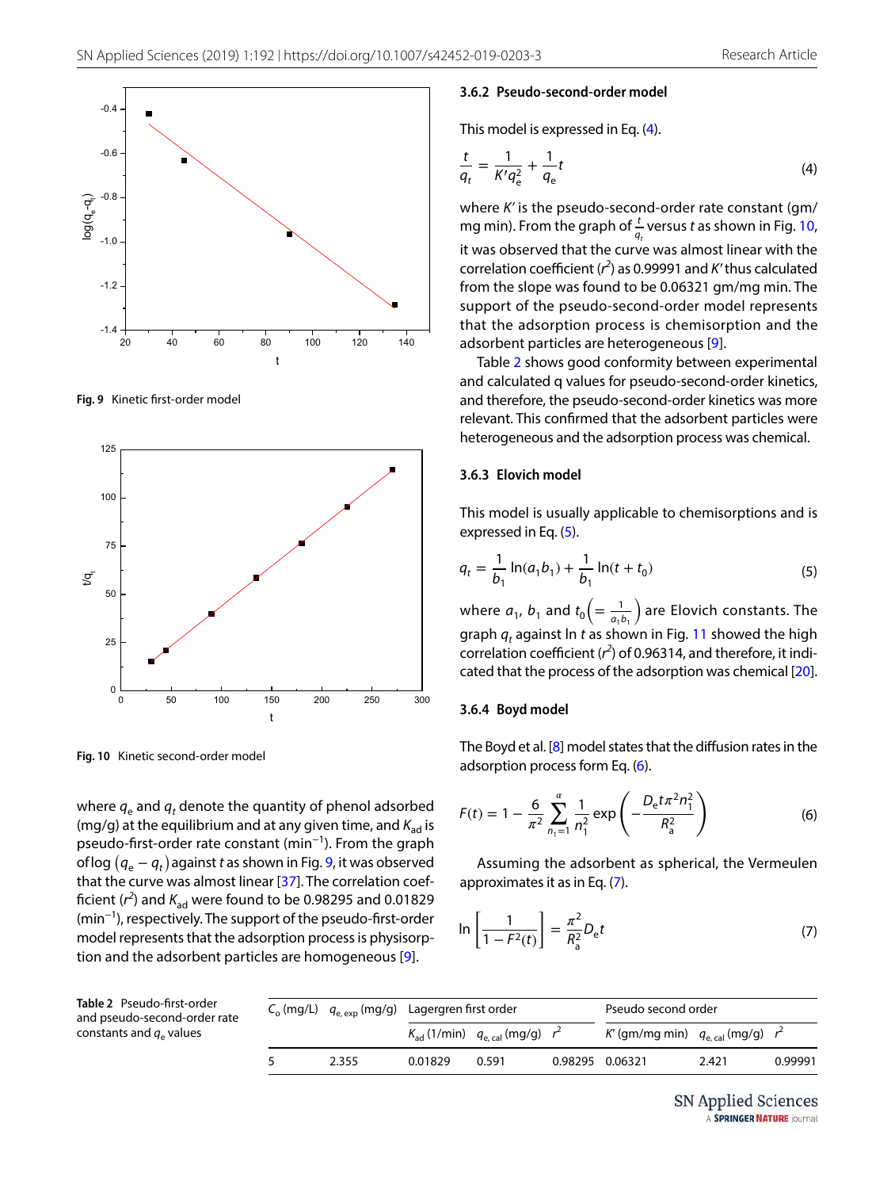Fig. 9 Kinetic first-order model

Fig. 10 Kinetic second-order model

where $q_e$ and $q_t$ denote the quantity of phenol adsorbed (mg/g) at the equilibrium and at any given time, and $K_{ad}$ is pseudo-first-order rate constant ($min^{-1}$). From the graph of $\log\left(q_e - q_t\right)$ against $t$ as shown in Fig. 9, it was observed that the curve was almost linear [37]. The correlation coefficient ($r^2$) and $K_{ad}$ were found to be 0.98295 and 0.01829 ($min^{-1}$), respectively. The support of the pseudo-first-order model represents that the adsorption process is physisorption and the adsorbent particles are homogeneous [9].

### 3.6.2 Pseudo-second-order model

This model is expressed in Eq. (4).

$$\frac{t}{q_t} = \frac{1}{K' q_e^2} + \frac{1}{q_e} t \tag{4}$$

where $K'$ is the pseudo-second-order rate constant (gm/mg min). From the graph of $\frac{t}{q_t}$ versus $t$ as shown in Fig. 10, it was observed that the curve was almost linear with the correlation coefficient ($r^2$) as 0.99991 and $K'$ thus calculated from the slope was found to be 0.06321 gm/mg min. The support of the pseudo-second-order model represents that the adsorption process is chemisorption and the adsorbent particles are heterogeneous [9].

Table 2 shows good conformity between experimental and calculated q values for pseudo-second-order kinetics, and therefore, the pseudo-second-order kinetics was more relevant. This confirmed that the adsorbent particles were heterogeneous and the adsorption process was chemical.

### 3.6.3 Elovich model

This model is usually applicable to chemisorptions and is expressed in Eq. (5).

$$q_t = \frac{1}{b_1} \ln(a_1 b_1) + \frac{1}{b_1} \ln(t + t_0) \tag{5}$$

where $a_1$, $b_1$ and $t_0\left(= \frac{1}{a_1 b_1}\right)$ are Elovich constants. The graph $q_t$ against $\ln t$ as shown in Fig. 11 showed the high correlation coefficient ($r^2$) of 0.96314, and therefore, it indicated that the process of the adsorption was chemical [20].

### 3.6.4 Boyd model

The Boyd et al. [8] model states that the diffusion rates in the adsorption process form Eq. (6).

$$F(t) = 1 - \frac{6}{\pi^2} \sum_{n_1=1}^{\alpha} \frac{1}{n_1^2} \exp\left(-\frac{D_e t \pi^2 n_1^2}{R_a^2}\right) \tag{6}$$

Assuming the adsorbent as spherical, the Vermeulen approximates it as in Eq. (7).

$$\ln\left[\frac{1}{1 - F^2(t)}\right] = \frac{\pi^2}{R_a^2} D_e t \tag{7}$$

**Table 2** Pseudo-first-order and pseudo-second-order rate constants and $q_e$ values

| $C_o$ (mg/L) | $q_{e,\,exp}$ (mg/g) | Lagergren first order | | | Pseudo second order | | |
|---|---|---|---|---|---|---|---|
| | | $K_{ad}$ (1/min) | $q_{e,\,cal}$ (mg/g) | $r^2$ | $K'$ (gm/mg min) | $q_{e,\,cal}$ (mg/g) | $r^2$ |
| 5 | 2.355 | 0.01829 | 0.591 | 0.98295 | 0.06321 | 2.421 | 0.99991 |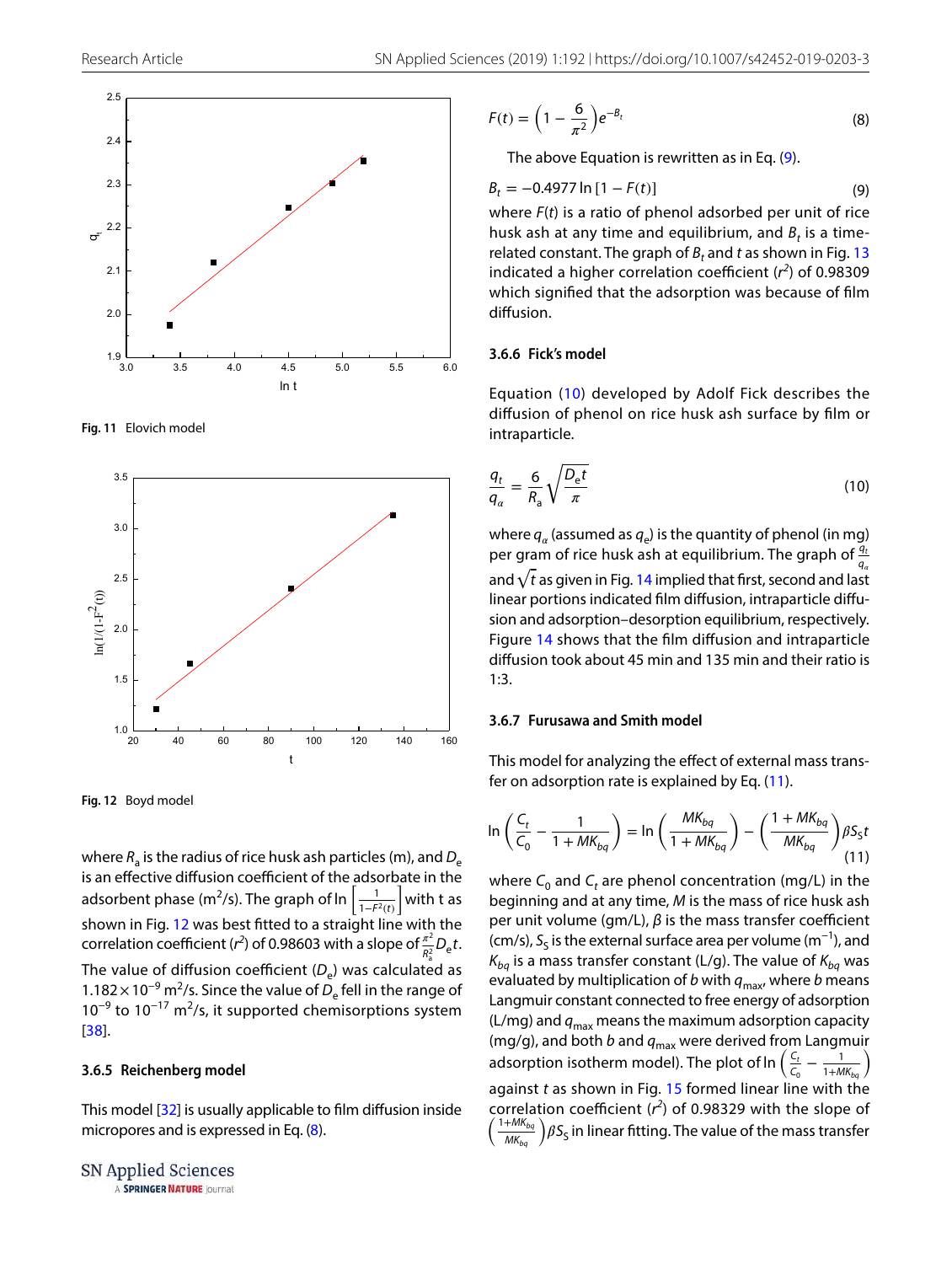Fig. 11 Elovich model

Fig. 12 Boyd model

where $R_a$ is the radius of rice husk ash particles (m), and $D_e$ is an effective diffusion coefficient of the adsorbate in the adsorbent phase (m$^2$/s). The graph of $\ln\left[\frac{1}{1-F^2(t)}\right]$ with t as shown in Fig. 12 was best fitted to a straight line with the correlation coefficient ($r^2$) of 0.98603 with a slope of $\frac{\pi^2}{R_a^2}D_e t$. The value of diffusion coefficient ($D_e$) was calculated as $1.182\times10^{-9}$ m$^2$/s. Since the value of $D_e$ fell in the range of $10^{-9}$ to $10^{-17}$ m$^2$/s, it supported chemisorptions system [38].

#### 3.6.5 Reichenberg model

This model [32] is usually applicable to film diffusion inside micropores and is expressed in Eq. (8).

$$F(t) = \left(1 - \frac{6}{\pi^2}\right)e^{-B_t} \tag{8}$$

The above Equation is rewritten as in Eq. (9).

$$B_t = -0.4977 \ln\left[1 - F(t)\right] \tag{9}$$

where $F(t)$ is a ratio of phenol adsorbed per unit of rice husk ash at any time and equilibrium, and $B_t$ is a time-related constant. The graph of $B_t$ and $t$ as shown in Fig. 13 indicated a higher correlation coefficient ($r^2$) of 0.98309 which signified that the adsorption was because of film diffusion.

#### 3.6.6 Fick's model

Equation (10) developed by Adolf Fick describes the diffusion of phenol on rice husk ash surface by film or intraparticle.

$$\frac{q_t}{q_\alpha} = \frac{6}{R_a}\sqrt{\frac{D_e t}{\pi}} \tag{10}$$

where $q_\alpha$ (assumed as $q_e$) is the quantity of phenol (in mg) per gram of rice husk ash at equilibrium. The graph of $\frac{q_t}{q_\alpha}$ and $\sqrt{t}$ as given in Fig. 14 implied that first, second and last linear portions indicated film diffusion, intraparticle diffusion and adsorption–desorption equilibrium, respectively. Figure 14 shows that the film diffusion and intraparticle diffusion took about 45 min and 135 min and their ratio is 1:3.

#### 3.6.7 Furusawa and Smith model

This model for analyzing the effect of external mass transfer on adsorption rate is explained by Eq. (11).

$$\ln\left(\frac{C_t}{C_0} - \frac{1}{1+MK_{bq}}\right) = \ln\left(\frac{MK_{bq}}{1+MK_{bq}}\right) - \left(\frac{1+MK_{bq}}{MK_{bq}}\right)\beta S_S t \tag{11}$$

where $C_0$ and $C_t$ are phenol concentration (mg/L) in the beginning and at any time, $M$ is the mass of rice husk ash per unit volume (gm/L), $\beta$ is the mass transfer coefficient (cm/s), $S_S$ is the external surface area per volume (m$^{-1}$), and $K_{bq}$ is a mass transfer constant (L/g). The value of $K_{bq}$ was evaluated by multiplication of $b$ with $q_{max}$, where $b$ means Langmuir constant connected to free energy of adsorption (L/mg) and $q_{max}$ means the maximum adsorption capacity (mg/g), and both $b$ and $q_{max}$ were derived from Langmuir adsorption isotherm model). The plot of $\ln\left(\frac{C_t}{C_0} - \frac{1}{1+MK_{bq}}\right)$ against $t$ as shown in Fig. 15 formed linear line with the correlation coefficient ($r^2$) of 0.98329 with the slope of $\left(\frac{1+MK_{bq}}{MK_{bq}}\right)\beta S_S$ in linear fitting. The value of the mass transfer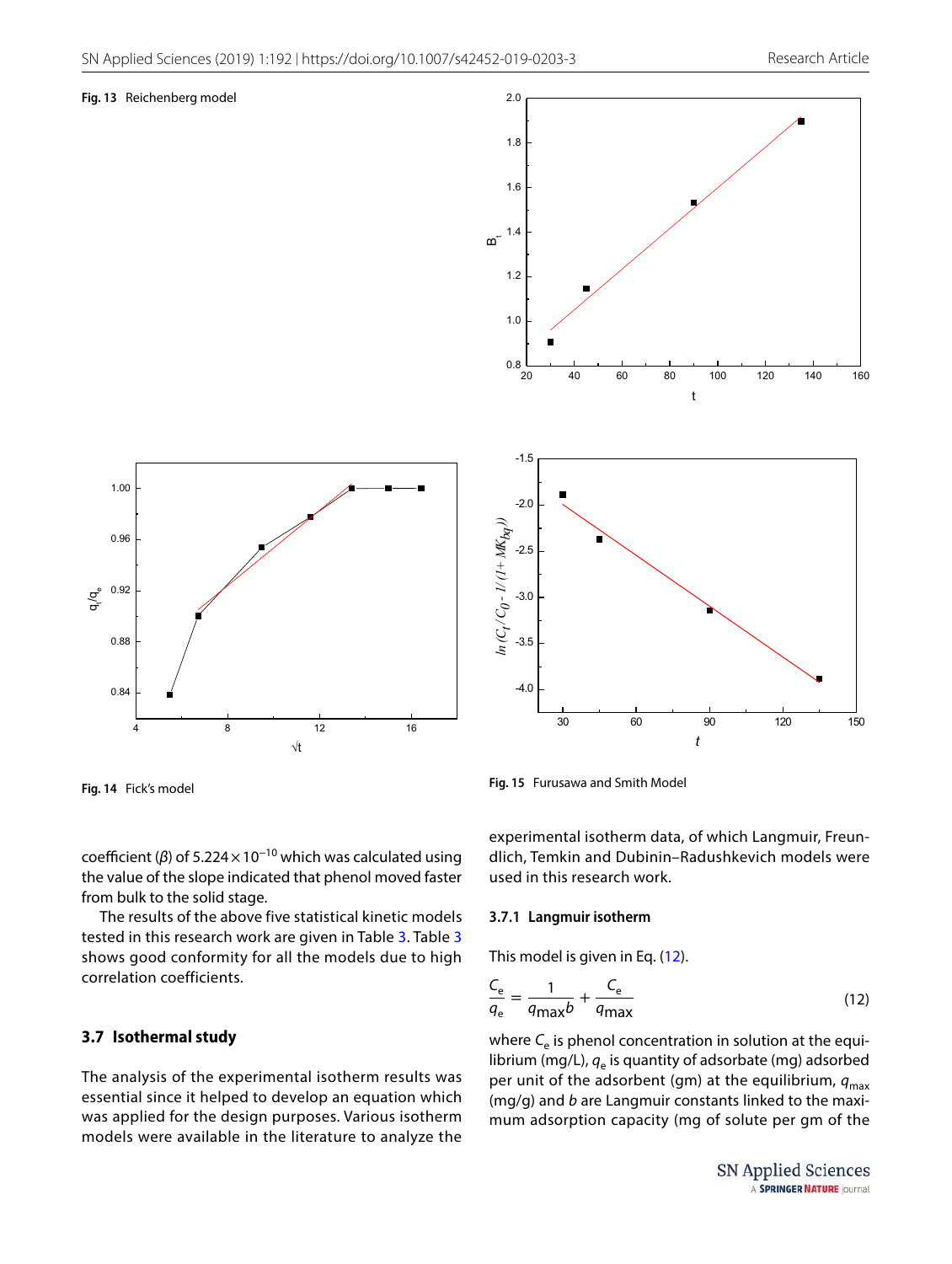Fig. 13 Reichenberg model

Fig. 14 Fick's model

Fig. 15 Furusawa and Smith Model

coefficient ($\beta$) of $5.224 \times 10^{-10}$ which was calculated using the value of the slope indicated that phenol moved faster from bulk to the solid stage.

The results of the above five statistical kinetic models tested in this research work are given in Table 3. Table 3 shows good conformity for all the models due to high correlation coefficients.

## 3.7 Isothermal study

The analysis of the experimental isotherm results was essential since it helped to develop an equation which was applied for the design purposes. Various isotherm models were available in the literature to analyze the experimental isotherm data, of which Langmuir, Freundlich, Temkin and Dubinin–Radushkevich models were used in this research work.

### 3.7.1 Langmuir isotherm

This model is given in Eq. (12).

$$\frac{C_e}{q_e} = \frac{1}{q_{max}b} + \frac{C_e}{q_{max}} \tag{12}$$

where $C_e$ is phenol concentration in solution at the equilibrium (mg/L), $q_e$ is quantity of adsorbate (mg) adsorbed per unit of the adsorbent (gm) at the equilibrium, $q_{max}$ (mg/g) and $b$ are Langmuir constants linked to the maximum adsorption capacity (mg of solute per gm of the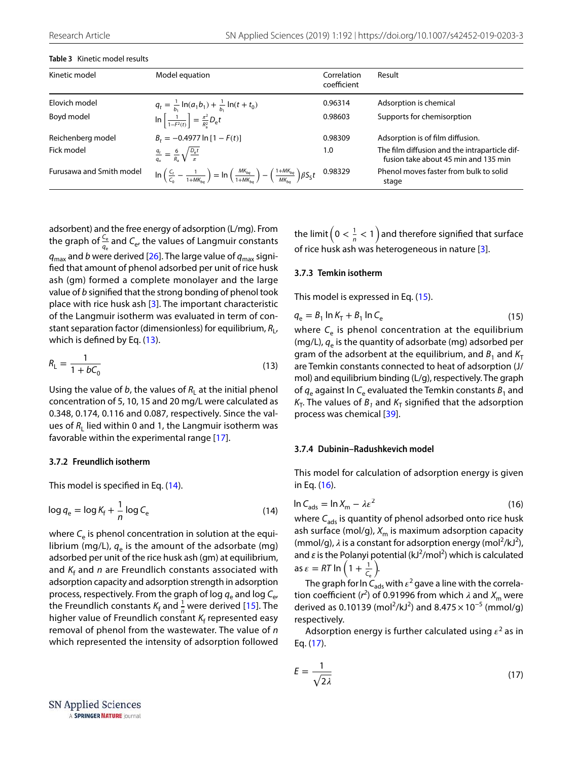**Table 3** Kinetic model results

| Kinetic model | Model equation | Correlation coefficient | Result |
|---|---|---|---|
| Elovich model | $q_t = \frac{1}{b_1}\ln(a_1 b_1) + \frac{1}{b_1}\ln(t + t_0)$ | 0.96314 | Adsorption is chemical |
| Boyd model | $\ln\left[\frac{1}{1-F^2(t)}\right] = \frac{\pi^2}{R_a^2}D_e t$ | 0.98603 | Supports for chemisorption |
| Reichenberg model | $B_t = -0.4977\ln[1 - F(t)]$ | 0.98309 | Adsorption is of film diffusion. |
| Fick model | $\frac{q_t}{q_\alpha} = \frac{6}{R_a}\sqrt{\frac{D_e t}{\pi}}$ | 1.0 | The film diffusion and the intraparticle diffusion take about 45 min and 135 min |
| Furusawa and Smith model | $\ln\left(\frac{C_t}{C_0} - \frac{1}{1+MK_{bq}}\right) = \ln\left(\frac{MK_{bq}}{1+MK_{bq}}\right) - \left(\frac{1+MK_{bq}}{MK_{bq}}\right)\beta S_S t$ | 0.98329 | Phenol moves faster from bulk to solid stage |

adsorbent) and the free energy of adsorption (L/mg). From the graph of $\frac{C_e}{q_e}$ and $C_e$, the values of Langmuir constants $q_{max}$ and $b$ were derived [26]. The large value of $q_{max}$ signified that amount of phenol adsorbed per unit of rice husk ash (gm) formed a complete monolayer and the large value of $b$ signified that the strong bonding of phenol took place with rice husk ash [3]. The important characteristic of the Langmuir isotherm was evaluated in term of constant separation factor (dimensionless) for equilibrium, $R_L$, which is defined by Eq. (13).

$$R_L = \frac{1}{1 + bC_0} \tag{13}$$

Using the value of $b$, the values of $R_L$ at the initial phenol concentration of 5, 10, 15 and 20 mg/L were calculated as 0.348, 0.174, 0.116 and 0.087, respectively. Since the values of $R_L$ lied within 0 and 1, the Langmuir isotherm was favorable within the experimental range [17].

#### 3.7.2 Freundlich isotherm

This model is specified in Eq. (14).

$$\log q_e = \log K_f + \frac{1}{n}\log C_e \tag{14}$$

where $C_e$ is phenol concentration in solution at the equilibrium (mg/L), $q_e$ is the amount of the adsorbate (mg) adsorbed per unit of the rice husk ash (gm) at equilibrium, and $K_f$ and $n$ are Freundlich constants associated with adsorption capacity and adsorption strength in adsorption process, respectively. From the graph of $\log q_e$ and $\log C_e$, the Freundlich constants $K_f$ and $\frac{1}{n}$ were derived [15]. The higher value of Freundlich constant $K_f$ represented easy removal of phenol from the wastewater. The value of $n$ which represented the intensity of adsorption followed the limit $\left(0 < \frac{1}{n} < 1\right)$ and therefore signified that surface of rice husk ash was heterogeneous in nature [3].

#### 3.7.3 Temkin isotherm

This model is expressed in Eq. (15).

$$q_e = B_1 \ln K_T + B_1 \ln C_e \tag{15}$$

where $C_e$ is phenol concentration at the equilibrium (mg/L), $q_e$ is the quantity of adsorbate (mg) adsorbed per gram of the adsorbent at the equilibrium, and $B_1$ and $K_T$ are Temkin constants connected to heat of adsorption (J/mol) and equilibrium binding (L/g), respectively. The graph of $q_e$ against $\ln C_e$ evaluated the Temkin constants $B_1$ and $K_T$. The values of $B_1$ and $K_T$ signified that the adsorption process was chemical [39].

#### 3.7.4 Dubinin–Radushkevich model

This model for calculation of adsorption energy is given in Eq. (16).

$$\ln C_{ads} = \ln X_m - \lambda\varepsilon^2 \tag{16}$$

where $C_{ads}$ is quantity of phenol adsorbed onto rice husk ash surface (mol/g), $X_m$ is maximum adsorption capacity (mmol/g), $\lambda$ is a constant for adsorption energy ($mol^2/kJ^2$), and $\varepsilon$ is the Polanyi potential ($kJ^2/mol^2$) which is calculated as $\varepsilon = RT\ln\left(1 + \frac{1}{C_e}\right)$.

The graph for $\ln C_{ads}$ with $\varepsilon^2$ gave a line with the correlation coefficient ($r^2$) of 0.91996 from which $\lambda$ and $X_m$ were derived as 0.10139 ($mol^2/kJ^2$) and $8.475 \times 10^{-5}$ (mmol/g) respectively.

Adsorption energy is further calculated using $\varepsilon^2$ as in Eq. (17).

$$E = \frac{1}{\sqrt{2\lambda}} \tag{17}$$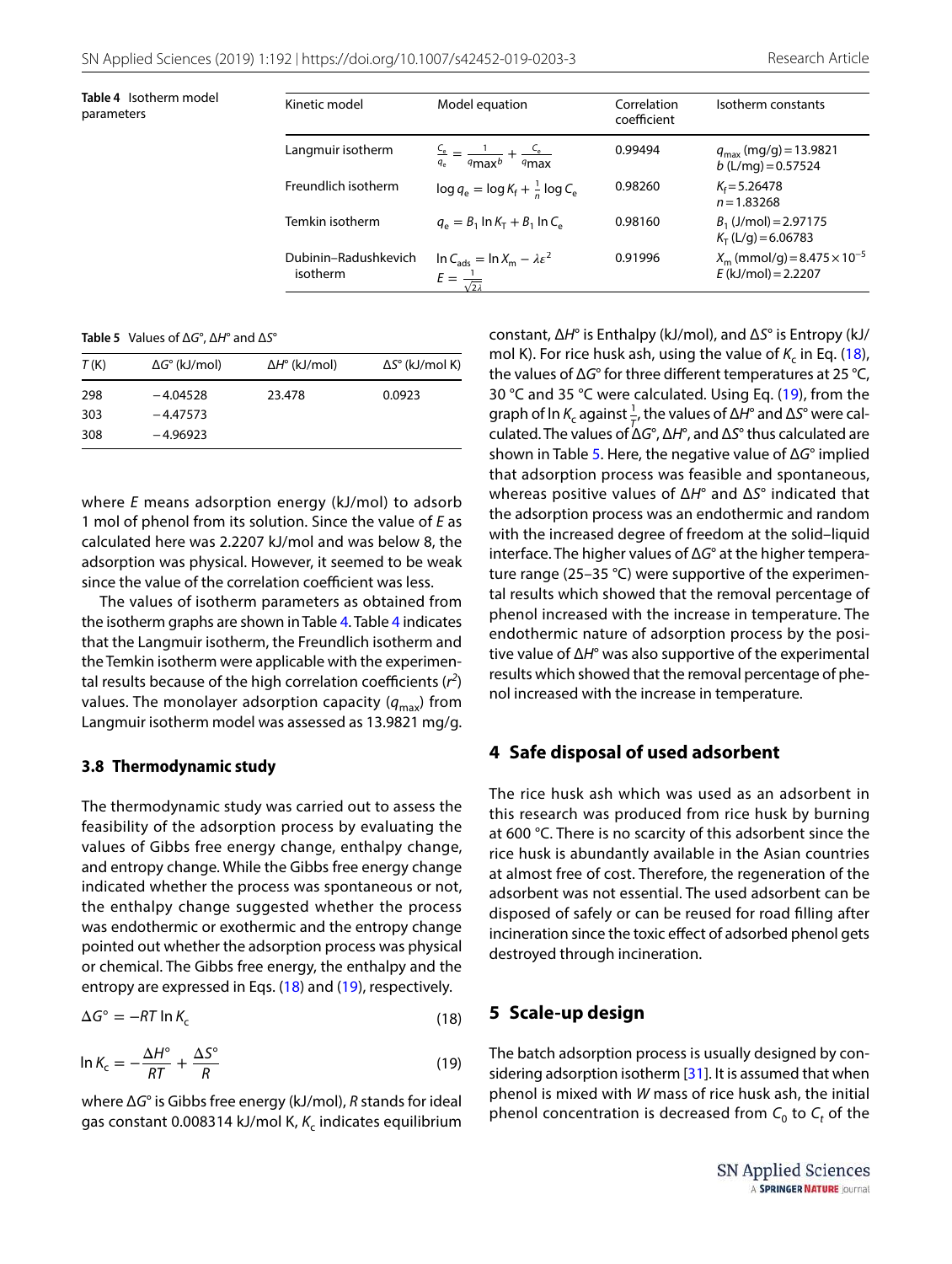**Table 4** Isotherm model parameters

| Kinetic model | Model equation | Correlation coefficient | Isotherm constants |
|---|---|---|---|
| Langmuir isotherm | $\frac{C_e}{q_e} = \frac{1}{q\max b} + \frac{C_e}{q\max}$ | 0.99494 | $q_{\max}$ (mg/g) = 13.9821<br>$b$ (L/mg) = 0.57524 |
| Freundlich isotherm | $\log q_e = \log K_f + \frac{1}{n} \log C_e$ | 0.98260 | $K_f$ = 5.26478<br>$n$ = 1.83268 |
| Temkin isotherm | $q_e = B_1 \ln K_T + B_1 \ln C_e$ | 0.98160 | $B_1$ (J/mol) = 2.97175<br>$K_T$ (L/g) = 6.06783 |
| Dubinin–Radushkevich isotherm | $\ln C_{ads} = \ln X_m - \lambda\varepsilon^2$<br>$E = \frac{1}{\sqrt{2\lambda}}$ | 0.91996 | $X_m$ (mmol/g) = $8.475 \times 10^{-5}$<br>$E$ (kJ/mol) = 2.2207 |

**Table 5** Values of $\Delta G°$, $\Delta H°$ and $\Delta S°$

| $T$ (K) | $\Delta G°$ (kJ/mol) | $\Delta H°$ (kJ/mol) | $\Delta S°$ (kJ/mol K) |
|---|---|---|---|
| 298 | −4.04528 | 23.478 | 0.0923 |
| 303 | −4.47573 | | |
| 308 | −4.96923 | | |

where $E$ means adsorption energy (kJ/mol) to adsorb 1 mol of phenol from its solution. Since the value of $E$ as calculated here was 2.2207 kJ/mol and was below 8, the adsorption was physical. However, it seemed to be weak since the value of the correlation coefficient was less.

The values of isotherm parameters as obtained from the isotherm graphs are shown in Table 4. Table 4 indicates that the Langmuir isotherm, the Freundlich isotherm and the Temkin isotherm were applicable with the experimental results because of the high correlation coefficients ($r^2$) values. The monolayer adsorption capacity ($q_{\max}$) from Langmuir isotherm model was assessed as 13.9821 mg/g.

### 3.8 Thermodynamic study

The thermodynamic study was carried out to assess the feasibility of the adsorption process by evaluating the values of Gibbs free energy change, enthalpy change, and entropy change. While the Gibbs free energy change indicated whether the process was spontaneous or not, the enthalpy change suggested whether the process was endothermic or exothermic and the entropy change pointed out whether the adsorption process was physical or chemical. The Gibbs free energy, the enthalpy and the entropy are expressed in Eqs. (18) and (19), respectively.

$$\Delta G° = -RT \ln K_c \tag{18}$$

$$\ln K_c = -\frac{\Delta H°}{RT} + \frac{\Delta S°}{R} \tag{19}$$

where $\Delta G°$ is Gibbs free energy (kJ/mol), $R$ stands for ideal gas constant 0.008314 kJ/mol K, $K_c$ indicates equilibrium constant, $\Delta H°$ is Enthalpy (kJ/mol), and $\Delta S°$ is Entropy (kJ/mol K). For rice husk ash, using the value of $K_c$ in Eq. (18), the values of $\Delta G°$ for three different temperatures at 25 °C, 30 °C and 35 °C were calculated. Using Eq. (19), from the graph of $\ln K_c$ against $\frac{1}{T}$, the values of $\Delta H°$ and $\Delta S°$ were calculated. The values of $\Delta G°$, $\Delta H°$, and $\Delta S°$ thus calculated are shown in Table 5. Here, the negative value of $\Delta G°$ implied that adsorption process was feasible and spontaneous, whereas positive values of $\Delta H°$ and $\Delta S°$ indicated that the adsorption process was an endothermic and random with the increased degree of freedom at the solid–liquid interface. The higher values of $\Delta G°$ at the higher temperature range (25–35 °C) were supportive of the experimental results which showed that the removal percentage of phenol increased with the increase in temperature. The endothermic nature of adsorption process by the positive value of $\Delta H°$ was also supportive of the experimental results which showed that the removal percentage of phenol increased with the increase in temperature.

## 4 Safe disposal of used adsorbent

The rice husk ash which was used as an adsorbent in this research was produced from rice husk by burning at 600 °C. There is no scarcity of this adsorbent since the rice husk is abundantly available in the Asian countries at almost free of cost. Therefore, the regeneration of the adsorbent was not essential. The used adsorbent can be disposed of safely or can be reused for road filling after incineration since the toxic effect of adsorbed phenol gets destroyed through incineration.

## 5 Scale-up design

The batch adsorption process is usually designed by considering adsorption isotherm [31]. It is assumed that when phenol is mixed with $W$ mass of rice husk ash, the initial phenol concentration is decreased from $C_0$ to $C_t$ of the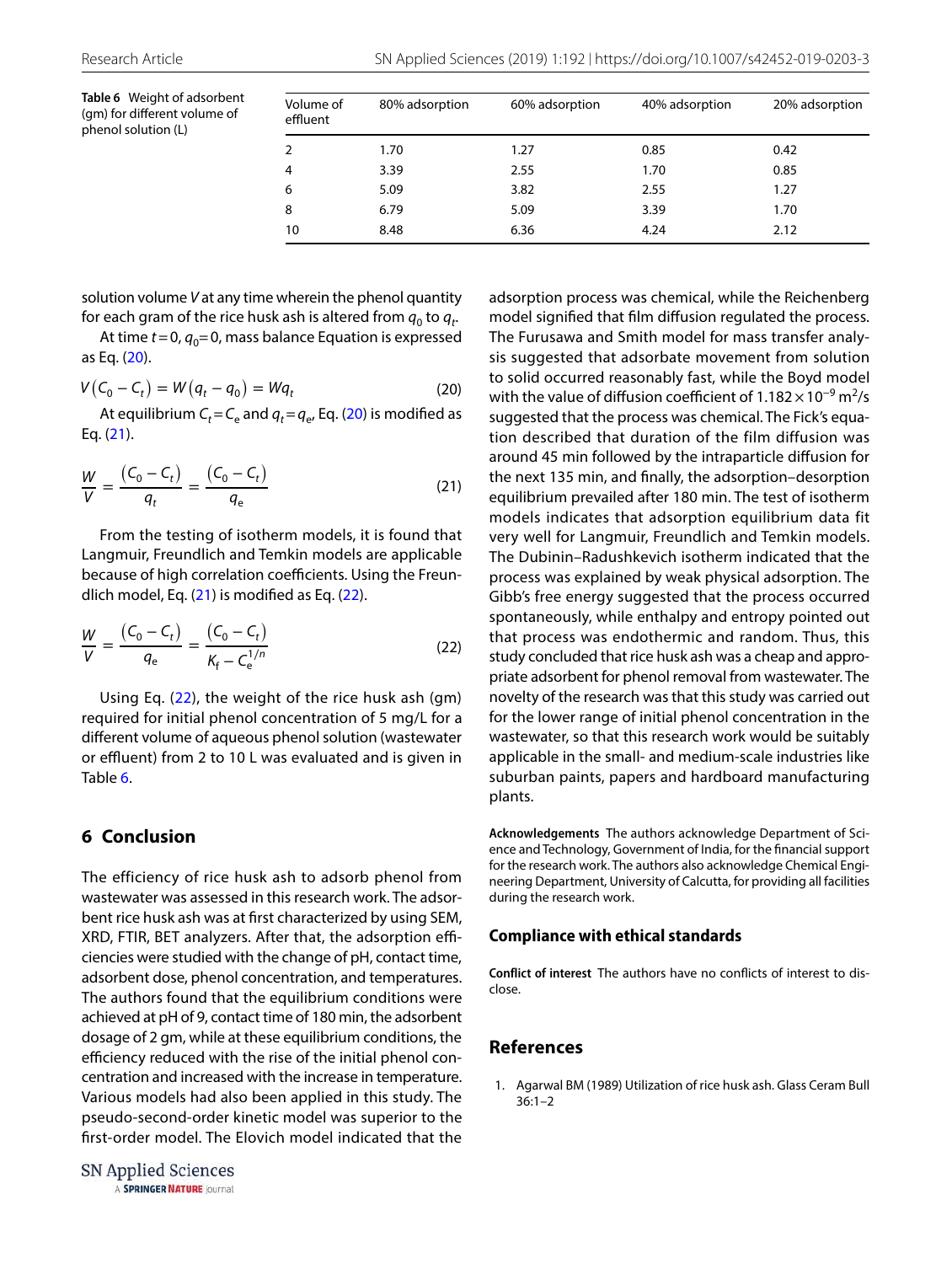Table 6 Weight of adsorbent (gm) for different volume of phenol solution (L)

| Volume of effluent | 80% adsorption | 60% adsorption | 40% adsorption | 20% adsorption |
|---|---|---|---|---|
| 2 | 1.70 | 1.27 | 0.85 | 0.42 |
| 4 | 3.39 | 2.55 | 1.70 | 0.85 |
| 6 | 5.09 | 3.82 | 2.55 | 1.27 |
| 8 | 6.79 | 5.09 | 3.39 | 1.70 |
| 10 | 8.48 | 6.36 | 4.24 | 2.12 |

solution volume $V$ at any time wherein the phenol quantity for each gram of the rice husk ash is altered from $q_0$ to $q_t$.

At time $t = 0$, $q_0 = 0$, mass balance Equation is expressed as Eq. (20).

$$V(C_0 - C_t) = W(q_t - q_0) = Wq_t \tag{20}$$

At equilibrium $C_t = C_e$ and $q_t = q_e$, Eq. (20) is modified as Eq. (21).

$$\frac{W}{V} = \frac{(C_0 - C_t)}{q_t} = \frac{(C_0 - C_t)}{q_e} \tag{21}$$

From the testing of isotherm models, it is found that Langmuir, Freundlich and Temkin models are applicable because of high correlation coefficients. Using the Freundlich model, Eq. (21) is modified as Eq. (22).

$$\frac{W}{V} = \frac{(C_0 - C_t)}{q_e} = \frac{(C_0 - C_t)}{K_f - C_e^{1/n}} \tag{22}$$

Using Eq. (22), the weight of the rice husk ash (gm) required for initial phenol concentration of 5 mg/L for a different volume of aqueous phenol solution (wastewater or effluent) from 2 to 10 L was evaluated and is given in Table 6.

## 6 Conclusion

The efficiency of rice husk ash to adsorb phenol from wastewater was assessed in this research work. The adsorbent rice husk ash was at first characterized by using SEM, XRD, FTIR, BET analyzers. After that, the adsorption efficiencies were studied with the change of pH, contact time, adsorbent dose, phenol concentration, and temperatures. The authors found that the equilibrium conditions were achieved at pH of 9, contact time of 180 min, the adsorbent dosage of 2 gm, while at these equilibrium conditions, the efficiency reduced with the rise of the initial phenol concentration and increased with the increase in temperature. Various models had also been applied in this study. The pseudo-second-order kinetic model was superior to the first-order model. The Elovich model indicated that the adsorption process was chemical, while the Reichenberg model signified that film diffusion regulated the process. The Furusawa and Smith model for mass transfer analysis suggested that adsorbate movement from solution to solid occurred reasonably fast, while the Boyd model with the value of diffusion coefficient of $1.182 \times 10^{-9}$ m$^2$/s suggested that the process was chemical. The Fick's equation described that duration of the film diffusion was around 45 min followed by the intraparticle diffusion for the next 135 min, and finally, the adsorption–desorption equilibrium prevailed after 180 min. The test of isotherm models indicates that adsorption equilibrium data fit very well for Langmuir, Freundlich and Temkin models. The Dubinin–Radushkevich isotherm indicated that the process was explained by weak physical adsorption. The Gibb's free energy suggested that the process occurred spontaneously, while enthalpy and entropy pointed out that process was endothermic and random. Thus, this study concluded that rice husk ash was a cheap and appropriate adsorbent for phenol removal from wastewater. The novelty of the research was that this study was carried out for the lower range of initial phenol concentration in the wastewater, so that this research work would be suitably applicable in the small- and medium-scale industries like suburban paints, papers and hardboard manufacturing plants.

**Acknowledgements** The authors acknowledge Department of Science and Technology, Government of India, for the financial support for the research work. The authors also acknowledge Chemical Engineering Department, University of Calcutta, for providing all facilities during the research work.

### Compliance with ethical standards

**Conflict of interest** The authors have no conflicts of interest to disclose.

## References

1. Agarwal BM (1989) Utilization of rice husk ash. Glass Ceram Bull 36:1–2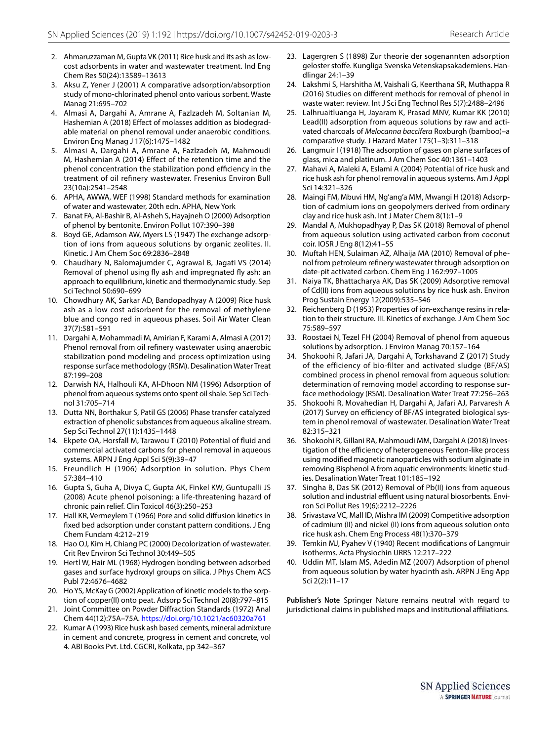2. Ahmaruzzaman M, Gupta VK (2011) Rice husk and its ash as low-cost adsorbents in water and wastewater treatment. Ind Eng Chem Res 50(24):13589–13613
3. Aksu Z, Yener J (2001) A comparative adsorption/absorption study of mono-chlorinated phenol onto various sorbent. Waste Manag 21:695–702
4. Almasi A, Dargahi A, Amrane A, Fazlzadeh M, Soltanian M, Hashemian A (2018) Effect of molasses addition as biodegradable material on phenol removal under anaerobic conditions. Environ Eng Manag J 17(6):1475–1482
5. Almasi A, Dargahi A, Amrane A, Fazlzadeh M, Mahmoudi M, Hashemian A (2014) Effect of the retention time and the phenol concentration the stabilization pond efficiency in the treatment of oil refinery wastewater. Fresenius Environ Bull 23(10a):2541–2548
6. APHA, AWWA, WEF (1998) Standard methods for examination of water and wastewater, 20th edn. APHA, New York
7. Banat FA, Al-Bashir B, Al-Asheh S, Hayajneh O (2000) Adsorption of phenol by bentonite. Environ Pollut 107:390–398
8. Boyd GE, Adamson AW, Myers LS (1947) The exchange adsorption of ions from aqueous solutions by organic zeolites. II. Kinetic. J Am Chem Soc 69:2836–2848
9. Chaudhary N, Balomajumder C, Agrawal B, Jagati VS (2014) Removal of phenol using fly ash and impregnated fly ash: an approach to equilibrium, kinetic and thermodynamic study. Sep Sci Technol 50:690–699
10. Chowdhury AK, Sarkar AD, Bandopadhyay A (2009) Rice husk ash as a low cost adsorbent for the removal of methylene blue and congo red in aqueous phases. Soil Air Water Clean 37(7):581–591
11. Dargahi A, Mohammadi M, Amirian F, Karami A, Almasi A (2017) Phenol removal from oil refinery wastewater using anaerobic stabilization pond modeling and process optimization using response surface methodology (RSM). Desalination Water Treat 87:199–208
12. Darwish NA, Halhouli KA, Al-Dhoon NM (1996) Adsorption of phenol from aqueous systems onto spent oil shale. Sep Sci Technol 31:705–714
13. Dutta NN, Borthakur S, Patil GS (2006) Phase transfer catalyzed extraction of phenolic substances from aqueous alkaline stream. Sep Sci Technol 27(11):1435–1448
14. Ekpete OA, Horsfall M, Tarawou T (2010) Potential of fluid and commercial activated carbons for phenol removal in aqueous systems. ARPN J Eng Appl Sci 5(9):39–47
15. Freundlich H (1906) Adsorption in solution. Phys Chem 57:384–410
16. Gupta S, Guha A, Divya C, Gupta AK, Finkel KW, Guntupalli JS (2008) Acute phenol poisoning: a life-threatening hazard of chronic pain relief. Clin Toxicol 46(3):250–253
17. Hall KR, Vermeylem T (1966) Pore and solid diffusion kinetics in fixed bed adsorption under constant pattern conditions. J Eng Chem Fundam 4:212–219
18. Hao OJ, Kim H, Chiang PC (2000) Decolorization of wastewater. Crit Rev Environ Sci Technol 30:449–505
19. Hertl W, Hair ML (1968) Hydrogen bonding between adsorbed gases and surface hydroxyl groups on silica. J Phys Chem ACS Publ 72:4676–4682
20. Ho YS, McKay G (2002) Application of kinetic models to the sorption of copper(II) onto peat. Adsorp Sci Technol 20(8):797–815
21. Joint Committee on Powder Diffraction Standards (1972) Anal Chem 44(12):75A–75A. https://doi.org/10.1021/ac60320a761
22. Kumar A (1993) Rice husk ash based cements, mineral admixture in cement and concrete, progress in cement and concrete, vol 4. ABI Books Pvt. Ltd. CGCRI, Kolkata, pp 342–367
23. Lagergren S (1898) Zur theorie der sogenannten adsorption geloster stoffe. Kungliga Svenska Vetenskapsakademiens. Handlingar 24:1–39
24. Lakshmi S, Harshitha M, Vaishali G, Keerthana SR, Muthappa R (2016) Studies on different methods for removal of phenol in waste water: review. Int J Sci Eng Technol Res 5(7):2488–2496
25. Lalhruaitluanga H, Jayaram K, Prasad MNV, Kumar KK (2010) Lead(II) adsorption from aqueous solutions by raw and activated charcoals of *Melocanna baccifera* Roxburgh (bamboo)–a comparative study. J Hazard Mater 175(1–3):311–318
26. Langmuir I (1918) The adsorption of gases on plane surfaces of glass, mica and platinum. J Am Chem Soc 40:1361–1403
27. Mahavi A, Maleki A, Eslami A (2004) Potential of rice husk and rice husk ash for phenol removal in aqueous systems. Am J Appl Sci 14:321–326
28. Maingi FM, Mbuvi HM, Ng'ang'a MM, Mwangi H (2018) Adsorption of cadmium ions on geopolymers derived from ordinary clay and rice husk ash. Int J Mater Chem 8(1):1–9
29. Mandal A, Mukhopadhyay P, Das SK (2018) Removal of phenol from aqueous solution using activated carbon from coconut coir. IOSR J Eng 8(12):41–55
30. Muftah HEN, Sulaiman AZ, Alhaija MA (2010) Removal of phenol from petroleum refinery wastewater through adsorption on date-pit activated carbon. Chem Eng J 162:997–1005
31. Naiya TK, Bhattacharya AK, Das SK (2009) Adsorptive removal of Cd(II) ions from aqueous solutions by rice husk ash. Environ Prog Sustain Energy 12(2009):535–546
32. Reichenberg D (1953) Properties of ion-exchange resins in relation to their structure. III. Kinetics of exchange. J Am Chem Soc 75:589–597
33. Roostaei N, Tezel FH (2004) Removal of phenol from aqueous solutions by adsorption. J Environ Manag 70:157–164
34. Shokoohi R, Jafari JA, Dargahi A, Torkshavand Z (2017) Study of the efficiency of bio-filter and activated sludge (BF/AS) combined process in phenol removal from aqueous solution: determination of removing model according to response surface methodology (RSM). Desalination Water Treat 77:256–263
35. Shokoohi R, Movahedian H, Dargahi A, Jafari AJ, Parvaresh A (2017) Survey on efficiency of BF/AS integrated biological system in phenol removal of wastewater. Desalination Water Treat 82:315–321
36. Shokoohi R, Gillani RA, Mahmoudi MM, Dargahi A (2018) Investigation of the efficiency of heterogeneous Fenton-like process using modified magnetic nanoparticles with sodium alginate in removing Bisphenol A from aquatic environments: kinetic studies. Desalination Water Treat 101:185–192
37. Singha B, Das SK (2012) Removal of Pb(II) ions from aqueous solution and industrial effluent using natural biosorbents. Environ Sci Pollut Res 19(6):2212–2226
38. Srivastava VC, Mall ID, Mishra IM (2009) Competitive adsorption of cadmium (II) and nickel (II) ions from aqueous solution onto rice husk ash. Chem Eng Process 48(1):370–379
39. Temkin MJ, Pyahev V (1940) Recent modifications of Langmuir isotherms. Acta Physiochin URRS 12:217–222
40. Uddin MT, Islam MS, Adedin MZ (2007) Adsorption of phenol from aqueous solution by water hyacinth ash. ARPN J Eng App Sci 2(2):11–17

**Publisher's Note** Springer Nature remains neutral with regard to jurisdictional claims in published maps and institutional affiliations.